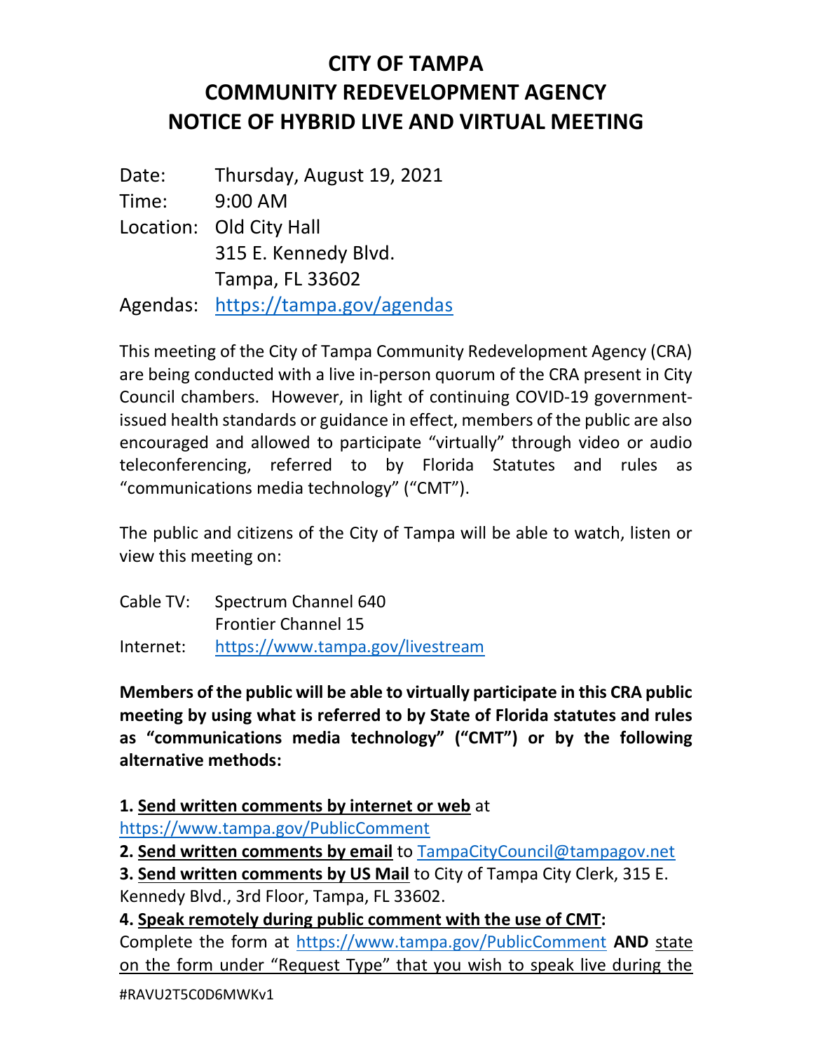# CITY OF TAMPA
# COMMUNITY REDEVELOPMENT AGENCY
# NOTICE OF HYBRID LIVE AND VIRTUAL MEETING

| | |
|---|---|
| Date: | Thursday, August 19, 2021 |
| Time: | 9:00 AM |
| Location: | Old City Hall<br>315 E. Kennedy Blvd.<br>Tampa, FL 33602 |
| Agendas: | https://tampa.gov/agendas |

This meeting of the City of Tampa Community Redevelopment Agency (CRA) are being conducted with a live in-person quorum of the CRA present in City Council chambers. However, in light of continuing COVID-19 government-issued health standards or guidance in effect, members of the public are also encouraged and allowed to participate "virtually" through video or audio teleconferencing, referred to by Florida Statutes and rules as "communications media technology" ("CMT").

The public and citizens of the City of Tampa will be able to watch, listen or view this meeting on:

| | |
|---|---|
| Cable TV: | Spectrum Channel 640<br>Frontier Channel 15 |
| Internet: | https://www.tampa.gov/livestream |

**Members of the public will be able to virtually participate in this CRA public meeting by using what is referred to by State of Florida statutes and rules as "communications media technology" ("CMT") or by the following alternative methods:**

**1. Send written comments by internet or web** at https://www.tampa.gov/PublicComment

**2. Send written comments by email** to TampaCityCouncil@tampagov.net

**3. Send written comments by US Mail** to City of Tampa City Clerk, 315 E. Kennedy Blvd., 3rd Floor, Tampa, FL 33602.

**4. Speak remotely during public comment with the use of CMT:** Complete the form at https://www.tampa.gov/PublicComment **AND** state on the form under "Request Type" that you wish to speak live during the

#RAVU2T5C0D6MWKv1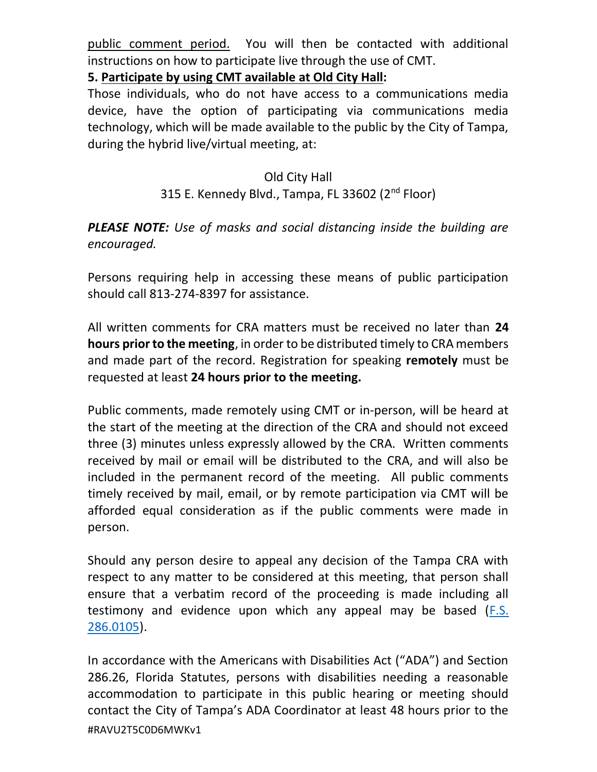public comment period. You will then be contacted with additional instructions on how to participate live through the use of CMT.

**5. Participate by using CMT available at Old City Hall:**

Those individuals, who do not have access to a communications media device, have the option of participating via communications media technology, which will be made available to the public by the City of Tampa, during the hybrid live/virtual meeting, at:

Old City Hall
315 E. Kennedy Blvd., Tampa, FL 33602 (2nd Floor)

***PLEASE NOTE:*** *Use of masks and social distancing inside the building are encouraged.*

Persons requiring help in accessing these means of public participation should call 813-274-8397 for assistance.

All written comments for CRA matters must be received no later than **24 hours prior to the meeting**, in order to be distributed timely to CRA members and made part of the record. Registration for speaking **remotely** must be requested at least **24 hours prior to the meeting.**

Public comments, made remotely using CMT or in-person, will be heard at the start of the meeting at the direction of the CRA and should not exceed three (3) minutes unless expressly allowed by the CRA. Written comments received by mail or email will be distributed to the CRA, and will also be included in the permanent record of the meeting. All public comments timely received by mail, email, or by remote participation via CMT will be afforded equal consideration as if the public comments were made in person.

Should any person desire to appeal any decision of the Tampa CRA with respect to any matter to be considered at this meeting, that person shall ensure that a verbatim record of the proceeding is made including all testimony and evidence upon which any appeal may be based (F.S. 286.0105).

In accordance with the Americans with Disabilities Act ("ADA") and Section 286.26, Florida Statutes, persons with disabilities needing a reasonable accommodation to participate in this public hearing or meeting should contact the City of Tampa's ADA Coordinator at least 48 hours prior to the

#RAVU2T5C0D6MWKv1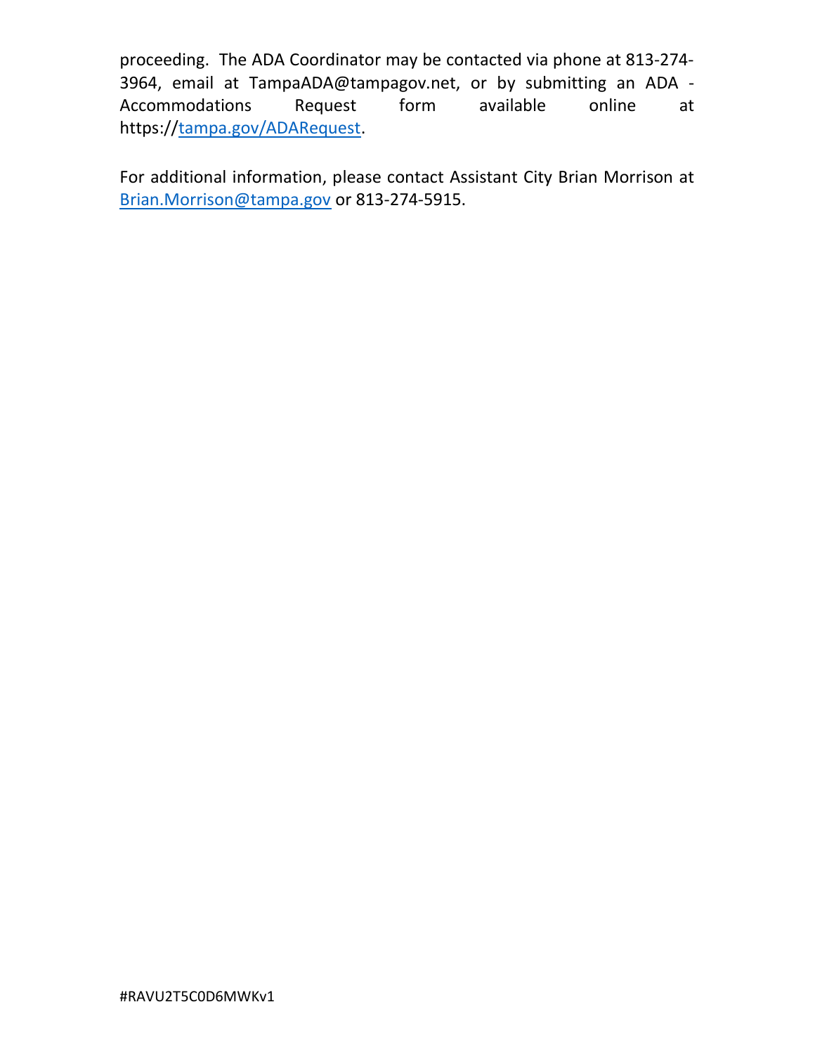proceeding. The ADA Coordinator may be contacted via phone at 813-274-3964, email at TampaADA@tampagov.net, or by submitting an ADA - Accommodations Request form available online at https://tampa.gov/ADARequest.

For additional information, please contact Assistant City Brian Morrison at Brian.Morrison@tampa.gov or 813-274-5915.

#RAVU2T5C0D6MWKv1